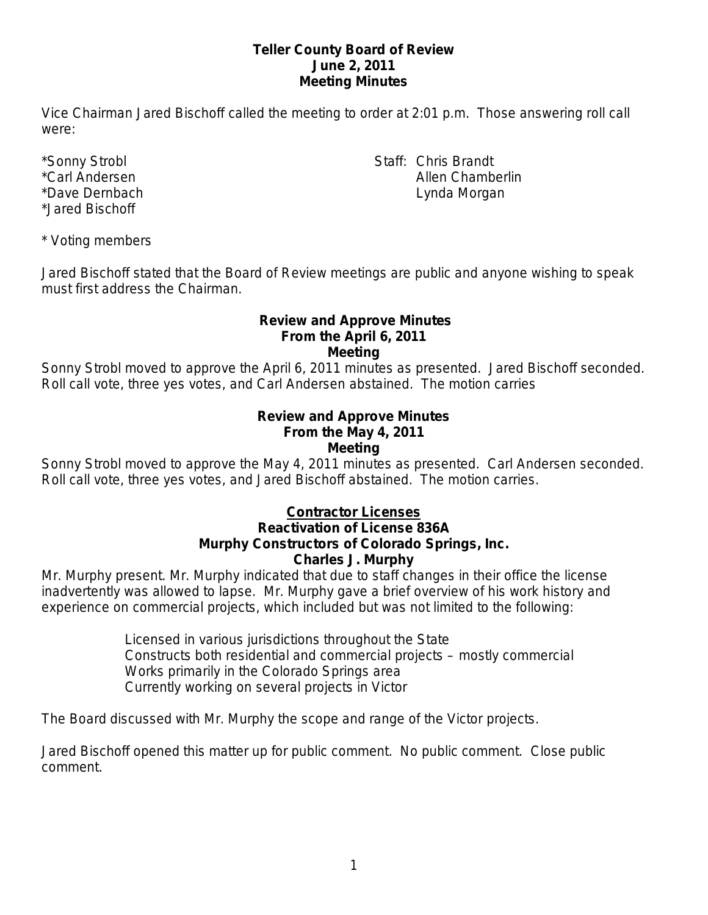# Teller County Board of Review
## June 2, 2011
## Meeting Minutes

Vice Chairman Jared Bischoff called the meeting to order at 2:01 p.m. Those answering roll call were:

*Sonny Strobl
*Carl Andersen
*Dave Dernbach
*Jared Bischoff

Staff: Chris Brandt
Allen Chamberlin
Lynda Morgan

* Voting members

Jared Bischoff stated that the Board of Review meetings are public and anyone wishing to speak must first address the Chairman.

### Review and Approve Minutes From the April 6, 2011 Meeting

Sonny Strobl moved to approve the April 6, 2011 minutes as presented. Jared Bischoff seconded. Roll call vote, three yes votes, and Carl Andersen abstained. The motion carries

### Review and Approve Minutes From the May 4, 2011 Meeting

Sonny Strobl moved to approve the May 4, 2011 minutes as presented. Carl Andersen seconded. Roll call vote, three yes votes, and Jared Bischoff abstained. The motion carries.

### <u>Contractor Licenses</u>

### Reactivation of License 836A
### Murphy Constructors of Colorado Springs, Inc.
### Charles J. Murphy

Mr. Murphy present. Mr. Murphy indicated that due to staff changes in their office the license inadvertently was allowed to lapse. Mr. Murphy gave a brief overview of his work history and experience on commercial projects, which included but was not limited to the following:

- Licensed in various jurisdictions throughout the State
- Constructs both residential and commercial projects – mostly commercial
- Works primarily in the Colorado Springs area
- Currently working on several projects in Victor

The Board discussed with Mr. Murphy the scope and range of the Victor projects.

Jared Bischoff opened this matter up for public comment. No public comment. Close public comment.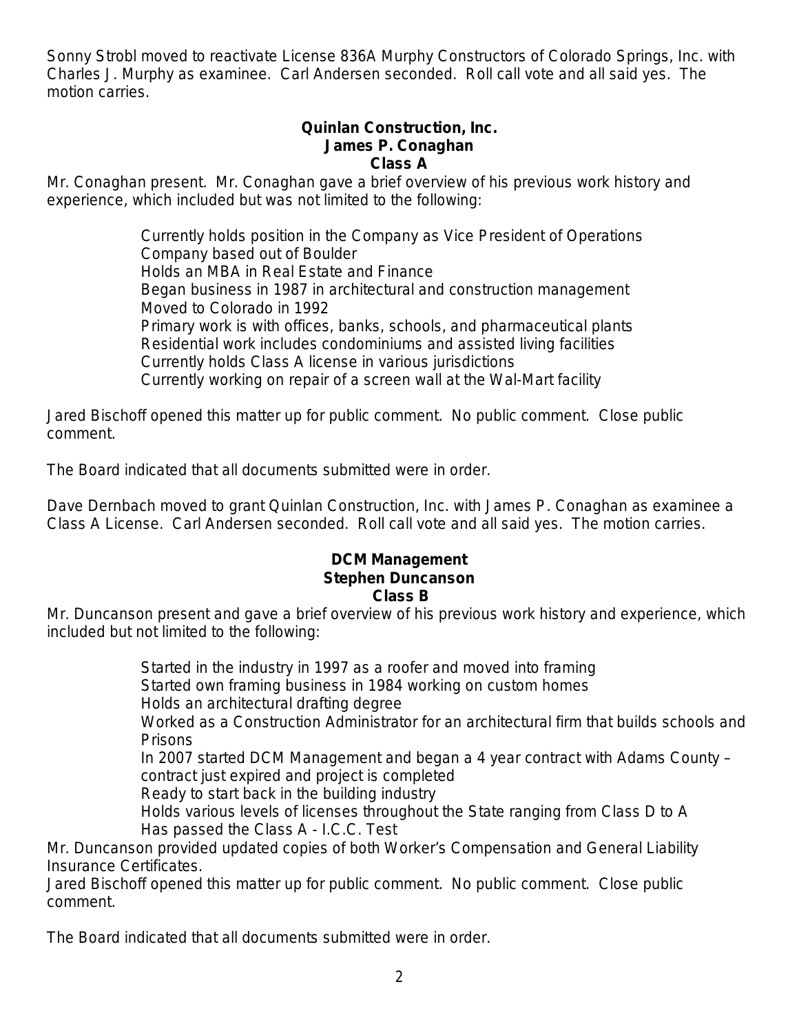Sonny Strobl moved to reactivate License 836A Murphy Constructors of Colorado Springs, Inc. with Charles J. Murphy as examinee. Carl Andersen seconded. Roll call vote and all said yes. The motion carries.

**Quinlan Construction, Inc.**
**James P. Conaghan**
**Class A**

Mr. Conaghan present. Mr. Conaghan gave a brief overview of his previous work history and experience, which included but was not limited to the following:

- Currently holds position in the Company as Vice President of Operations
- Company based out of Boulder
- Holds an MBA in Real Estate and Finance
- Began business in 1987 in architectural and construction management
- Moved to Colorado in 1992
- Primary work is with offices, banks, schools, and pharmaceutical plants
- Residential work includes condominiums and assisted living facilities
- Currently holds Class A license in various jurisdictions
- Currently working on repair of a screen wall at the Wal-Mart facility

Jared Bischoff opened this matter up for public comment. No public comment. Close public comment.

The Board indicated that all documents submitted were in order.

Dave Dernbach moved to grant Quinlan Construction, Inc. with James P. Conaghan as examinee a Class A License. Carl Andersen seconded. Roll call vote and all said yes. The motion carries.

**DCM Management**
**Stephen Duncanson**
**Class B**

Mr. Duncanson present and gave a brief overview of his previous work history and experience, which included but not limited to the following:

- Started in the industry in 1997 as a roofer and moved into framing
- Started own framing business in 1984 working on custom homes
- Holds an architectural drafting degree
- Worked as a Construction Administrator for an architectural firm that builds schools and Prisons
- In 2007 started DCM Management and began a 4 year contract with Adams County – contract just expired and project is completed
- Ready to start back in the building industry
- Holds various levels of licenses throughout the State ranging from Class D to A
- Has passed the Class A - I.C.C. Test

Mr. Duncanson provided updated copies of both Worker's Compensation and General Liability Insurance Certificates.

Jared Bischoff opened this matter up for public comment. No public comment. Close public comment.

The Board indicated that all documents submitted were in order.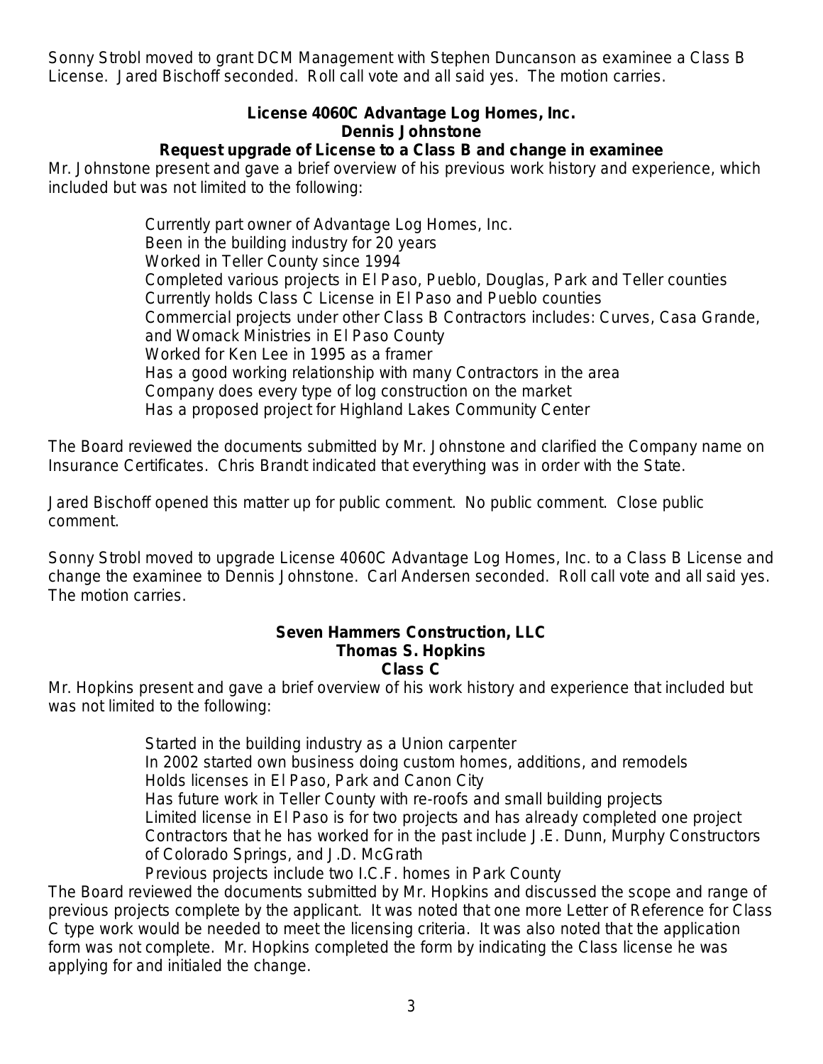Sonny Strobl moved to grant DCM Management with Stephen Duncanson as examinee a Class B License. Jared Bischoff seconded. Roll call vote and all said yes. The motion carries.

**License 4060C Advantage Log Homes, Inc.**
**Dennis Johnstone**
**Request upgrade of License to a Class B and change in examinee**

Mr. Johnstone present and gave a brief overview of his previous work history and experience, which included but was not limited to the following:

- Currently part owner of Advantage Log Homes, Inc.
- Been in the building industry for 20 years
- Worked in Teller County since 1994
- Completed various projects in El Paso, Pueblo, Douglas, Park and Teller counties
- Currently holds Class C License in El Paso and Pueblo counties
- Commercial projects under other Class B Contractors includes: Curves, Casa Grande, and Womack Ministries in El Paso County
- Worked for Ken Lee in 1995 as a framer
- Has a good working relationship with many Contractors in the area
- Company does every type of log construction on the market
- Has a proposed project for Highland Lakes Community Center

The Board reviewed the documents submitted by Mr. Johnstone and clarified the Company name on Insurance Certificates. Chris Brandt indicated that everything was in order with the State.

Jared Bischoff opened this matter up for public comment. No public comment. Close public comment.

Sonny Strobl moved to upgrade License 4060C Advantage Log Homes, Inc. to a Class B License and change the examinee to Dennis Johnstone. Carl Andersen seconded. Roll call vote and all said yes. The motion carries.

**Seven Hammers Construction, LLC**
**Thomas S. Hopkins**
**Class C**

Mr. Hopkins present and gave a brief overview of his work history and experience that included but was not limited to the following:

- Started in the building industry as a Union carpenter
- In 2002 started own business doing custom homes, additions, and remodels
- Holds licenses in El Paso, Park and Canon City
- Has future work in Teller County with re-roofs and small building projects
- Limited license in El Paso is for two projects and has already completed one project
- Contractors that he has worked for in the past include J.E. Dunn, Murphy Constructors of Colorado Springs, and J.D. McGrath
- Previous projects include two I.C.F. homes in Park County

The Board reviewed the documents submitted by Mr. Hopkins and discussed the scope and range of previous projects complete by the applicant. It was noted that one more Letter of Reference for Class C type work would be needed to meet the licensing criteria. It was also noted that the application form was not complete. Mr. Hopkins completed the form by indicating the Class license he was applying for and initialed the change.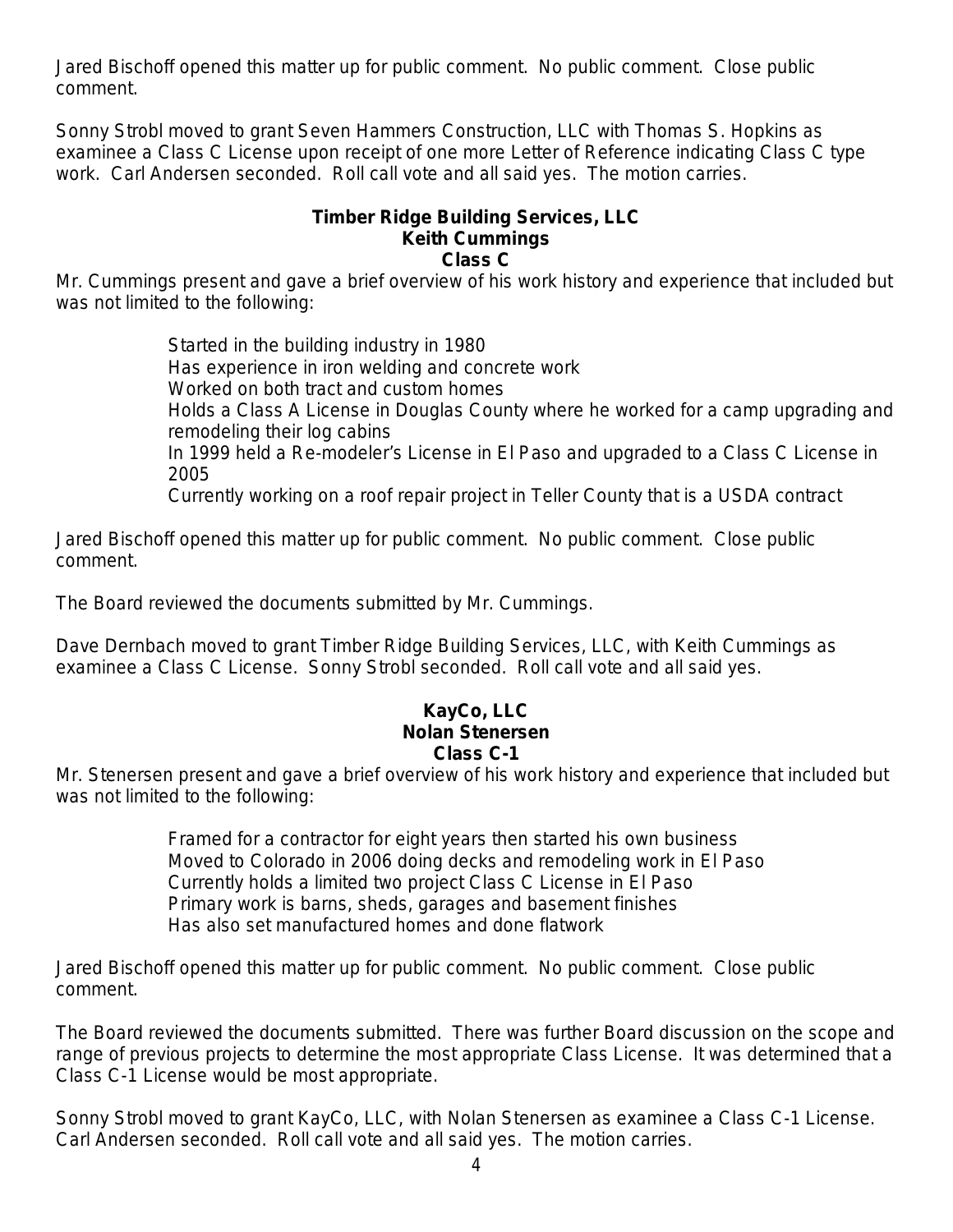Jared Bischoff opened this matter up for public comment. No public comment. Close public comment.

Sonny Strobl moved to grant Seven Hammers Construction, LLC with Thomas S. Hopkins as examinee a Class C License upon receipt of one more Letter of Reference indicating Class C type work. Carl Andersen seconded. Roll call vote and all said yes. The motion carries.

**Timber Ridge Building Services, LLC**
**Keith Cummings**
**Class C**

Mr. Cummings present and gave a brief overview of his work history and experience that included but was not limited to the following:

- Started in the building industry in 1980
- Has experience in iron welding and concrete work
- Worked on both tract and custom homes
- Holds a Class A License in Douglas County where he worked for a camp upgrading and remodeling their log cabins
- In 1999 held a Re-modeler's License in El Paso and upgraded to a Class C License in 2005
- Currently working on a roof repair project in Teller County that is a USDA contract

Jared Bischoff opened this matter up for public comment. No public comment. Close public comment.

The Board reviewed the documents submitted by Mr. Cummings.

Dave Dernbach moved to grant Timber Ridge Building Services, LLC, with Keith Cummings as examinee a Class C License. Sonny Strobl seconded. Roll call vote and all said yes.

**KayCo, LLC**
**Nolan Stenersen**
**Class C-1**

Mr. Stenersen present and gave a brief overview of his work history and experience that included but was not limited to the following:

- Framed for a contractor for eight years then started his own business
- Moved to Colorado in 2006 doing decks and remodeling work in El Paso
- Currently holds a limited two project Class C License in El Paso
- Primary work is barns, sheds, garages and basement finishes
- Has also set manufactured homes and done flatwork

Jared Bischoff opened this matter up for public comment. No public comment. Close public comment.

The Board reviewed the documents submitted. There was further Board discussion on the scope and range of previous projects to determine the most appropriate Class License. It was determined that a Class C-1 License would be most appropriate.

Sonny Strobl moved to grant KayCo, LLC, with Nolan Stenersen as examinee a Class C-1 License. Carl Andersen seconded. Roll call vote and all said yes. The motion carries.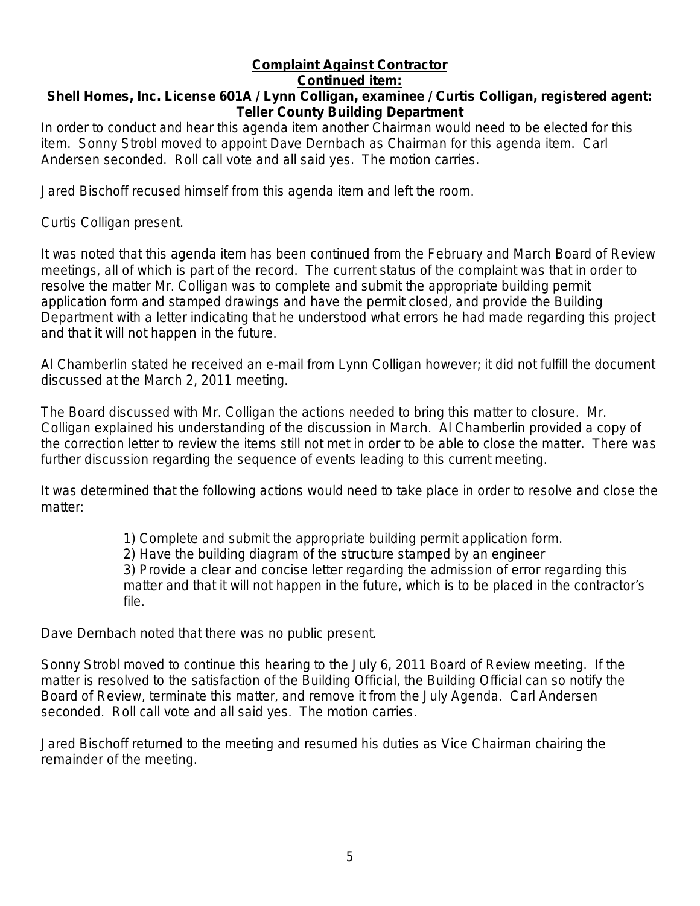**Complaint Against Contractor**

**Continued item:**

**Shell Homes, Inc. License 601A / Lynn Colligan, examinee / Curtis Colligan, registered agent: Teller County Building Department**

In order to conduct and hear this agenda item another Chairman would need to be elected for this item. Sonny Strobl moved to appoint Dave Dernbach as Chairman for this agenda item. Carl Andersen seconded. Roll call vote and all said yes. The motion carries.

Jared Bischoff recused himself from this agenda item and left the room.

Curtis Colligan present.

It was noted that this agenda item has been continued from the February and March Board of Review meetings, all of which is part of the record. The current status of the complaint was that in order to resolve the matter Mr. Colligan was to complete and submit the appropriate building permit application form and stamped drawings and have the permit closed, and provide the Building Department with a letter indicating that he understood what errors he had made regarding this project and that it will not happen in the future.

Al Chamberlin stated he received an e-mail from Lynn Colligan however; it did not fulfill the document discussed at the March 2, 2011 meeting.

The Board discussed with Mr. Colligan the actions needed to bring this matter to closure. Mr. Colligan explained his understanding of the discussion in March. Al Chamberlin provided a copy of the correction letter to review the items still not met in order to be able to close the matter. There was further discussion regarding the sequence of events leading to this current meeting.

It was determined that the following actions would need to take place in order to resolve and close the matter:

1) Complete and submit the appropriate building permit application form.
2) Have the building diagram of the structure stamped by an engineer
3) Provide a clear and concise letter regarding the admission of error regarding this matter and that it will not happen in the future, which is to be placed in the contractor's file.

Dave Dernbach noted that there was no public present.

Sonny Strobl moved to continue this hearing to the July 6, 2011 Board of Review meeting. If the matter is resolved to the satisfaction of the Building Official, the Building Official can so notify the Board of Review, terminate this matter, and remove it from the July Agenda. Carl Andersen seconded. Roll call vote and all said yes. The motion carries.

Jared Bischoff returned to the meeting and resumed his duties as Vice Chairman chairing the remainder of the meeting.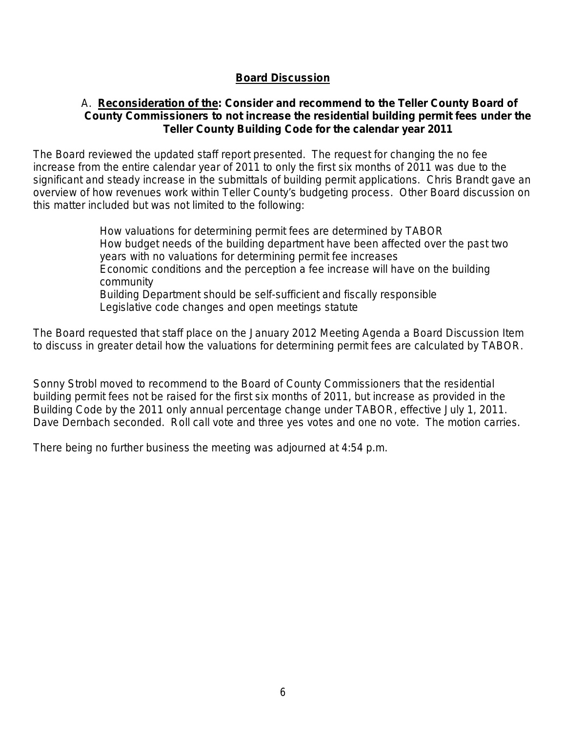## Board Discussion

### A. Reconsideration of the: Consider and recommend to the Teller County Board of County Commissioners to not increase the residential building permit fees under the Teller County Building Code for the calendar year 2011

The Board reviewed the updated staff report presented. The request for changing the no fee increase from the entire calendar year of 2011 to only the first six months of 2011 was due to the significant and steady increase in the submittals of building permit applications. Chris Brandt gave an overview of how revenues work within Teller County's budgeting process. Other Board discussion on this matter included but was not limited to the following:

- How valuations for determining permit fees are determined by TABOR
- How budget needs of the building department have been affected over the past two years with no valuations for determining permit fee increases
- Economic conditions and the perception a fee increase will have on the building community
- Building Department should be self-sufficient and fiscally responsible
- Legislative code changes and open meetings statute

The Board requested that staff place on the January 2012 Meeting Agenda a Board Discussion Item to discuss in greater detail how the valuations for determining permit fees are calculated by TABOR.

Sonny Strobl moved to recommend to the Board of County Commissioners that the residential building permit fees not be raised for the first six months of 2011, but increase as provided in the Building Code by the 2011 only annual percentage change under TABOR, effective July 1, 2011. Dave Dernbach seconded. Roll call vote and three yes votes and one no vote. The motion carries.

There being no further business the meeting was adjourned at 4:54 p.m.